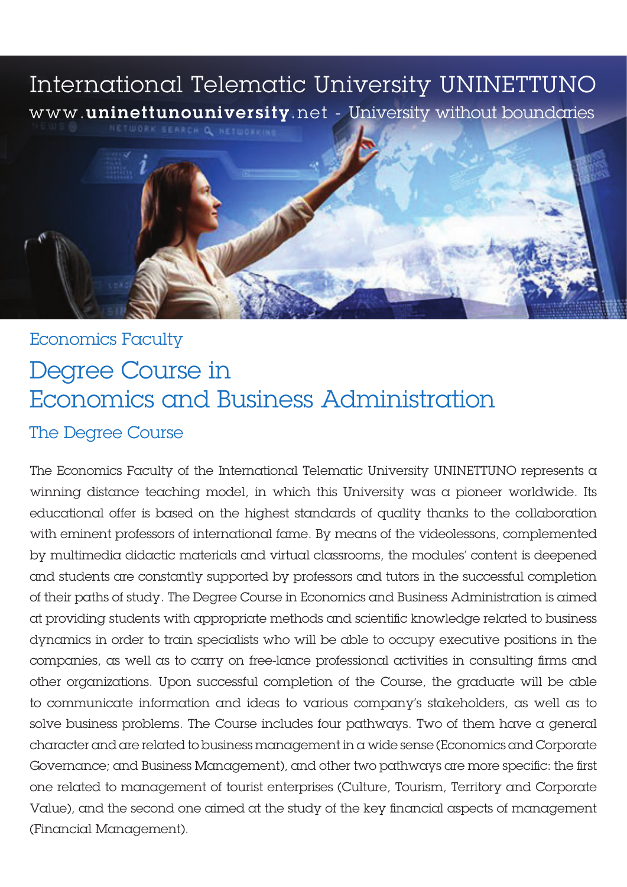# International Telematic University UNINETTUNO

www.**uninettunouniversity**.net - University without boundaries

## Economics Faculty

# Degree Course in Economics and Business Administration

## The Degree Course

The Economics Faculty of the International Telematic University UNINETTUNO represents a winning distance teaching model, in which this University was a pioneer worldwide. Its educational offer is based on the highest standards of quality thanks to the collaboration with eminent professors of international fame. By means of the videolessons, complemented by multimedia didactic materials and virtual classrooms, the modules' content is deepened and students are constantly supported by professors and tutors in the successful completion of their paths of study. The Degree Course in Economics and Business Administration is aimed at providing students with appropriate methods and scientific knowledge related to business dynamics in order to train specialists who will be able to occupy executive positions in the companies, as well as to carry on free-lance professional activities in consulting firms and other organizations. Upon successful completion of the Course, the graduate will be able to communicate information and ideas to various company's stakeholders, as well as to solve business problems. The Course includes four pathways. Two of them have a general character and are related to business management in a wide sense (Economics and Corporate Governance; and Business Management), and other two pathways are more specific: the first one related to management of tourist enterprises (Culture, Tourism, Territory and Corporate Value), and the second one aimed at the study of the key financial aspects of management (Financial Management).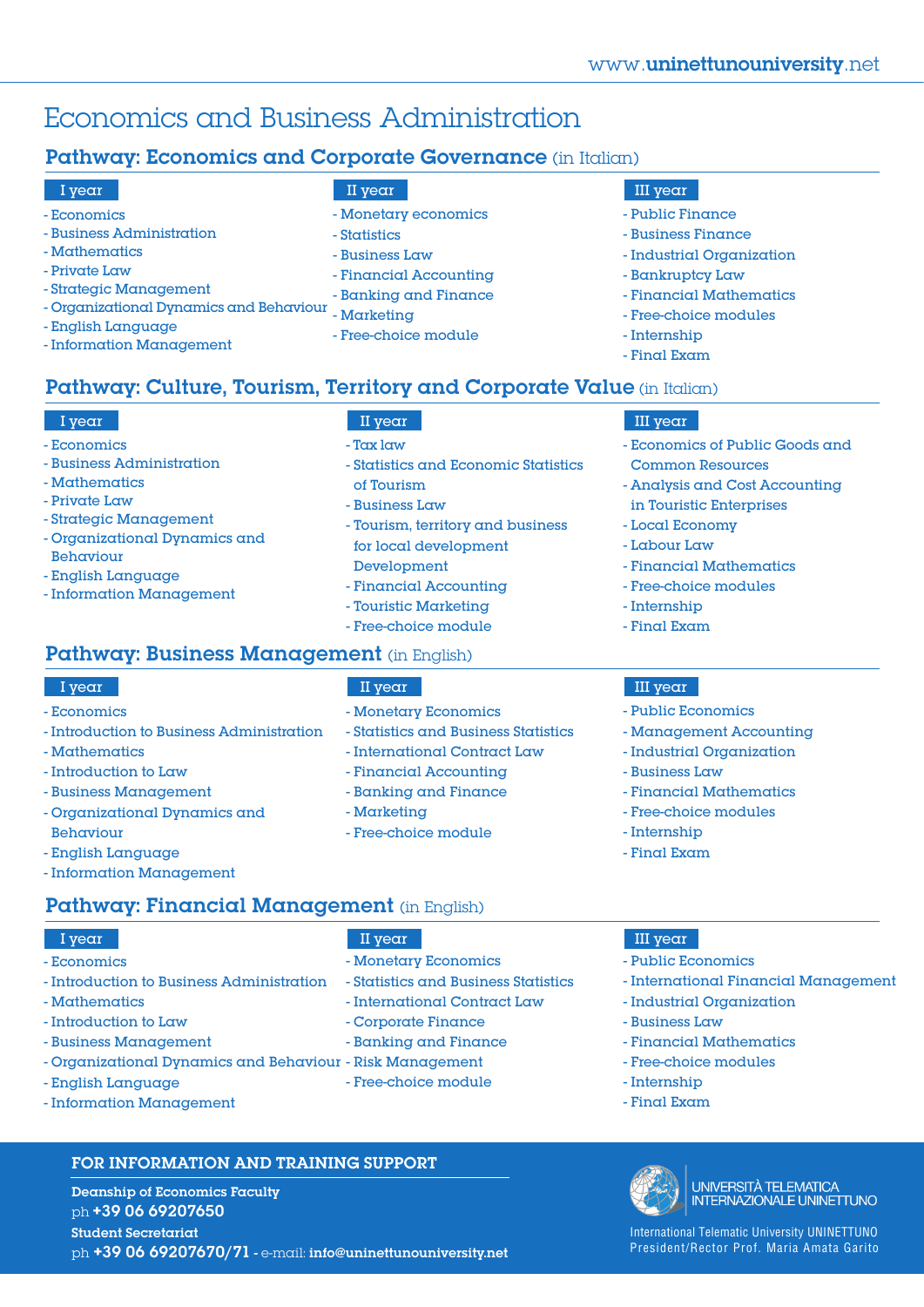www.uninettunouniversity.net

# Economics and Business Administration

## Pathway: Economics and Corporate Governance (in Italian)

**I year**
- Economics
- Business Administration
- Mathematics
- Private Law
- Strategic Management
- Organizational Dynamics and Behaviour
- English Language
- Information Management

**II year**
- Monetary economics
- Statistics
- Business Law
- Financial Accounting
- Banking and Finance
- Marketing
- Free-choice module

**III year**
- Public Finance
- Business Finance
- Industrial Organization
- Bankruptcy Law
- Financial Mathematics
- Free-choice modules
- Internship
- Final Exam

## Pathway: Culture, Tourism, Territory and Corporate Value (in Italian)

**I year**
- Economics
- Business Administration
- Mathematics
- Private Law
- Strategic Management
- Organizational Dynamics and Behaviour
- English Language
- Information Management

**II year**
- Tax law
- Statistics and Economic Statistics of Tourism
- Business Law
- Tourism, territory and business for local development Development
- Financial Accounting
- Touristic Marketing
- Free-choice module

**III year**
- Economics of Public Goods and Common Resources
- Analysis and Cost Accounting in Touristic Enterprises
- Local Economy
- Labour Law
- Financial Mathematics
- Free-choice modules
- Internship
- Final Exam

## Pathway: Business Management (in English)

**I year**
- Economics
- Introduction to Business Administration
- Mathematics
- Introduction to Law
- Business Management
- Organizational Dynamics and Behaviour
- English Language
- Information Management

**II year**
- Monetary Economics
- Statistics and Business Statistics
- International Contract Law
- Financial Accounting
- Banking and Finance
- Marketing
- Free-choice module

**III year**
- Public Economics
- Management Accounting
- Industrial Organization
- Business Law
- Financial Mathematics
- Free-choice modules
- Internship
- Final Exam

## Pathway: Financial Management (in English)

**I year**
- Economics
- Introduction to Business Administration
- Mathematics
- Introduction to Law
- Business Management
- Organizational Dynamics and Behaviour
- English Language
- Information Management

**II year**
- Monetary Economics
- Statistics and Business Statistics
- International Contract Law
- Corporate Finance
- Banking and Finance
- Risk Management
- Free-choice module

**III year**
- Public Economics
- International Financial Management
- Industrial Organization
- Business Law
- Financial Mathematics
- Free-choice modules
- Internship
- Final Exam

**FOR INFORMATION AND TRAINING SUPPORT**

**Deanship of Economics Faculty**
ph **+39 06 69207650**
**Student Secretariat**
ph **+39 06 69207670/71** - e-mail: **info@uninettunouniversity.net**

UNIVERSITÀ TELEMATICA INTERNAZIONALE UNINETTUNO

International Telematic University UNINETTUNO
President/Rector Prof. Maria Amata Garito